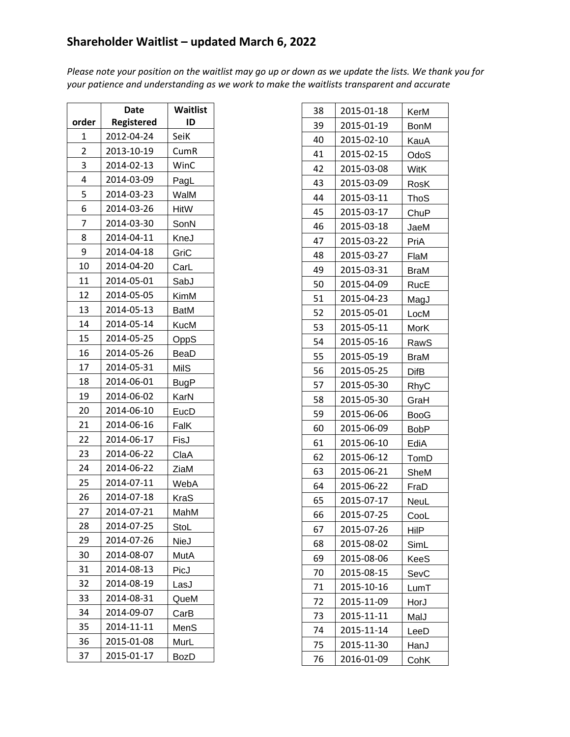## Shareholder Waitlist – updated March 6, 2022

*Please note your position on the waitlist may go up or down as we update the lists. We thank you for your patience and understanding as we work to make the waitlists transparent and accurate*

| order | Date Registered | Waitlist ID |
|---|---|---|
| 1 | 2012-04-24 | SeiK |
| 2 | 2013-10-19 | CumR |
| 3 | 2014-02-13 | WinC |
| 4 | 2014-03-09 | PagL |
| 5 | 2014-03-23 | WalM |
| 6 | 2014-03-26 | HitW |
| 7 | 2014-03-30 | SonN |
| 8 | 2014-04-11 | KneJ |
| 9 | 2014-04-18 | GriC |
| 10 | 2014-04-20 | CarL |
| 11 | 2014-05-01 | SabJ |
| 12 | 2014-05-05 | KimM |
| 13 | 2014-05-13 | BatM |
| 14 | 2014-05-14 | KucM |
| 15 | 2014-05-25 | OppS |
| 16 | 2014-05-26 | BeaD |
| 17 | 2014-05-31 | MilS |
| 18 | 2014-06-01 | BugP |
| 19 | 2014-06-02 | KarN |
| 20 | 2014-06-10 | EucD |
| 21 | 2014-06-16 | FalK |
| 22 | 2014-06-17 | FisJ |
| 23 | 2014-06-22 | ClaA |
| 24 | 2014-06-22 | ZiaM |
| 25 | 2014-07-11 | WebA |
| 26 | 2014-07-18 | KraS |
| 27 | 2014-07-21 | MahM |
| 28 | 2014-07-25 | StoL |
| 29 | 2014-07-26 | NieJ |
| 30 | 2014-08-07 | MutA |
| 31 | 2014-08-13 | PicJ |
| 32 | 2014-08-19 | LasJ |
| 33 | 2014-08-31 | QueM |
| 34 | 2014-09-07 | CarB |
| 35 | 2014-11-11 | MenS |
| 36 | 2015-01-08 | MurL |
| 37 | 2015-01-17 | BozD |
| 38 | 2015-01-18 | KerM |
| 39 | 2015-01-19 | BonM |
| 40 | 2015-02-10 | KauA |
| 41 | 2015-02-15 | OdoS |
| 42 | 2015-03-08 | WitK |
| 43 | 2015-03-09 | RosK |
| 44 | 2015-03-11 | ThoS |
| 45 | 2015-03-17 | ChuP |
| 46 | 2015-03-18 | JaeM |
| 47 | 2015-03-22 | PriA |
| 48 | 2015-03-27 | FlaM |
| 49 | 2015-03-31 | BraM |
| 50 | 2015-04-09 | RucE |
| 51 | 2015-04-23 | MagJ |
| 52 | 2015-05-01 | LocM |
| 53 | 2015-05-11 | MorK |
| 54 | 2015-05-16 | RawS |
| 55 | 2015-05-19 | BraM |
| 56 | 2015-05-25 | DifB |
| 57 | 2015-05-30 | RhyC |
| 58 | 2015-05-30 | GraH |
| 59 | 2015-06-06 | BooG |
| 60 | 2015-06-09 | BobP |
| 61 | 2015-06-10 | EdiA |
| 62 | 2015-06-12 | TomD |
| 63 | 2015-06-21 | SheM |
| 64 | 2015-06-22 | FraD |
| 65 | 2015-07-17 | NeuL |
| 66 | 2015-07-25 | CooL |
| 67 | 2015-07-26 | HilP |
| 68 | 2015-08-02 | SimL |
| 69 | 2015-08-06 | KeeS |
| 70 | 2015-08-15 | SevC |
| 71 | 2015-10-16 | LumT |
| 72 | 2015-11-09 | HorJ |
| 73 | 2015-11-11 | MalJ |
| 74 | 2015-11-14 | LeeD |
| 75 | 2015-11-30 | HanJ |
| 76 | 2016-01-09 | CohK |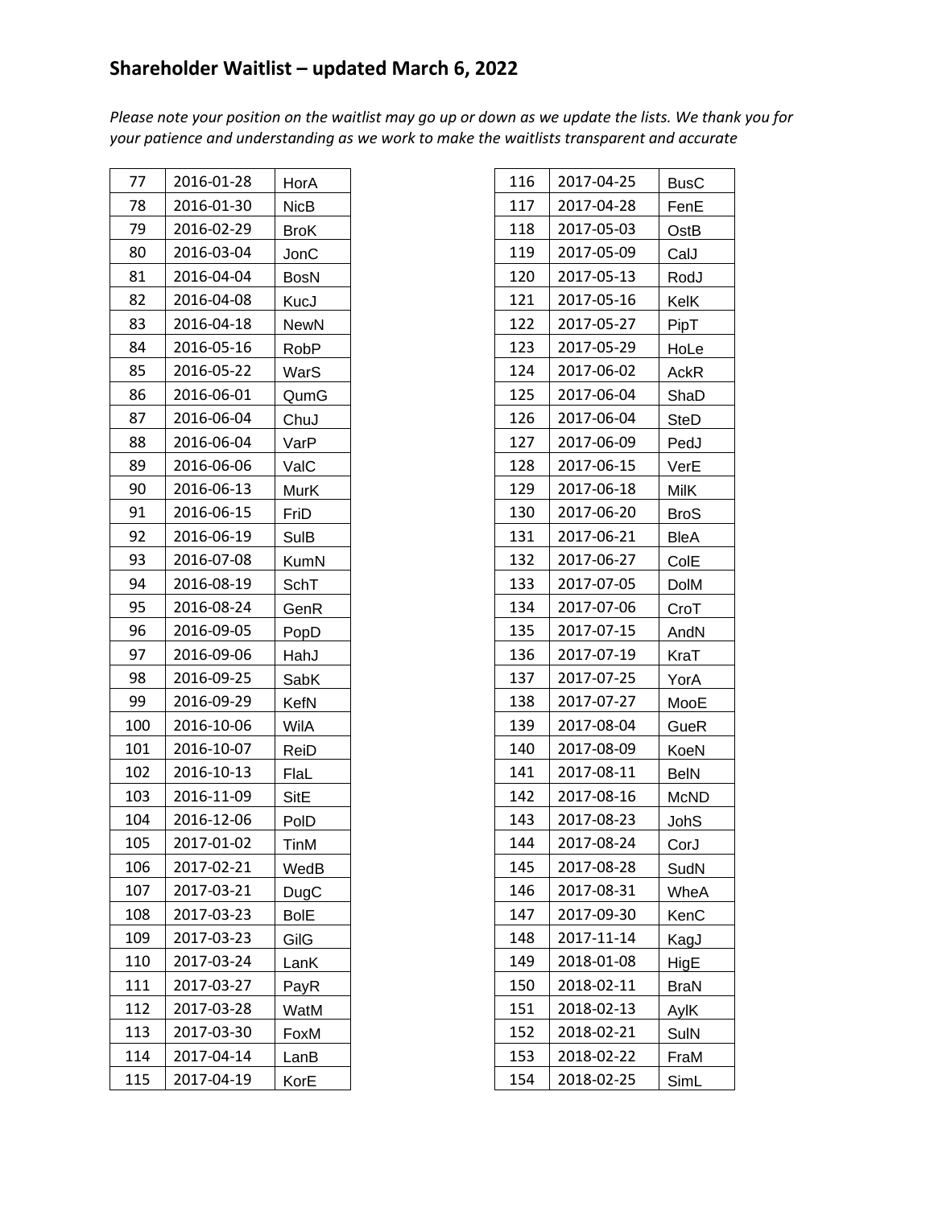## Shareholder Waitlist – updated March 6, 2022

*Please note your position on the waitlist may go up or down as we update the lists. We thank you for your patience and understanding as we work to make the waitlists transparent and accurate*

| | | |
|---|---|---|
| 77 | 2016-01-28 | HorA |
| 78 | 2016-01-30 | NicB |
| 79 | 2016-02-29 | BroK |
| 80 | 2016-03-04 | JonC |
| 81 | 2016-04-04 | BosN |
| 82 | 2016-04-08 | KucJ |
| 83 | 2016-04-18 | NewN |
| 84 | 2016-05-16 | RobP |
| 85 | 2016-05-22 | WarS |
| 86 | 2016-06-01 | QumG |
| 87 | 2016-06-04 | ChuJ |
| 88 | 2016-06-04 | VarP |
| 89 | 2016-06-06 | ValC |
| 90 | 2016-06-13 | MurK |
| 91 | 2016-06-15 | FriD |
| 92 | 2016-06-19 | SulB |
| 93 | 2016-07-08 | KumN |
| 94 | 2016-08-19 | SchT |
| 95 | 2016-08-24 | GenR |
| 96 | 2016-09-05 | PopD |
| 97 | 2016-09-06 | HahJ |
| 98 | 2016-09-25 | SabK |
| 99 | 2016-09-29 | KefN |
| 100 | 2016-10-06 | WilA |
| 101 | 2016-10-07 | ReiD |
| 102 | 2016-10-13 | FlaL |
| 103 | 2016-11-09 | SitE |
| 104 | 2016-12-06 | PolD |
| 105 | 2017-01-02 | TinM |
| 106 | 2017-02-21 | WedB |
| 107 | 2017-03-21 | DugC |
| 108 | 2017-03-23 | BolE |
| 109 | 2017-03-23 | GilG |
| 110 | 2017-03-24 | LanK |
| 111 | 2017-03-27 | PayR |
| 112 | 2017-03-28 | WatM |
| 113 | 2017-03-30 | FoxM |
| 114 | 2017-04-14 | LanB |
| 115 | 2017-04-19 | KorE |

| | | |
|---|---|---|
| 116 | 2017-04-25 | BusC |
| 117 | 2017-04-28 | FenE |
| 118 | 2017-05-03 | OstB |
| 119 | 2017-05-09 | CalJ |
| 120 | 2017-05-13 | RodJ |
| 121 | 2017-05-16 | KelK |
| 122 | 2017-05-27 | PipT |
| 123 | 2017-05-29 | HoLe |
| 124 | 2017-06-02 | AckR |
| 125 | 2017-06-04 | ShaD |
| 126 | 2017-06-04 | SteD |
| 127 | 2017-06-09 | PedJ |
| 128 | 2017-06-15 | VerE |
| 129 | 2017-06-18 | MilK |
| 130 | 2017-06-20 | BroS |
| 131 | 2017-06-21 | BleA |
| 132 | 2017-06-27 | ColE |
| 133 | 2017-07-05 | DolM |
| 134 | 2017-07-06 | CroT |
| 135 | 2017-07-15 | AndN |
| 136 | 2017-07-19 | KraT |
| 137 | 2017-07-25 | YorA |
| 138 | 2017-07-27 | MooE |
| 139 | 2017-08-04 | GueR |
| 140 | 2017-08-09 | KoeN |
| 141 | 2017-08-11 | BelN |
| 142 | 2017-08-16 | McND |
| 143 | 2017-08-23 | JohS |
| 144 | 2017-08-24 | CorJ |
| 145 | 2017-08-28 | SudN |
| 146 | 2017-08-31 | WheA |
| 147 | 2017-09-30 | KenC |
| 148 | 2017-11-14 | KagJ |
| 149 | 2018-01-08 | HigE |
| 150 | 2018-02-11 | BraN |
| 151 | 2018-02-13 | AylK |
| 152 | 2018-02-21 | SulN |
| 153 | 2018-02-22 | FraM |
| 154 | 2018-02-25 | SimL |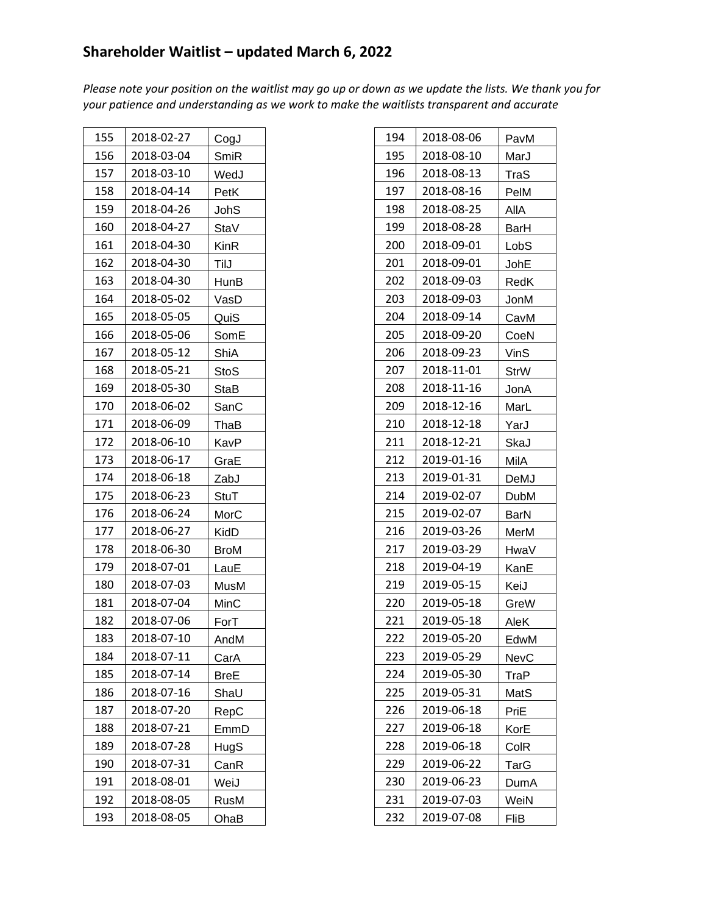## Shareholder Waitlist – updated March 6, 2022

*Please note your position on the waitlist may go up or down as we update the lists. We thank you for your patience and understanding as we work to make the waitlists transparent and accurate*

| | | |
|---|---|---|
| 155 | 2018-02-27 | CogJ |
| 156 | 2018-03-04 | SmiR |
| 157 | 2018-03-10 | WedJ |
| 158 | 2018-04-14 | PetK |
| 159 | 2018-04-26 | JohS |
| 160 | 2018-04-27 | StaV |
| 161 | 2018-04-30 | KinR |
| 162 | 2018-04-30 | TilJ |
| 163 | 2018-04-30 | HunB |
| 164 | 2018-05-02 | VasD |
| 165 | 2018-05-05 | QuiS |
| 166 | 2018-05-06 | SomE |
| 167 | 2018-05-12 | ShiA |
| 168 | 2018-05-21 | StoS |
| 169 | 2018-05-30 | StaB |
| 170 | 2018-06-02 | SanC |
| 171 | 2018-06-09 | ThaB |
| 172 | 2018-06-10 | KavP |
| 173 | 2018-06-17 | GraE |
| 174 | 2018-06-18 | ZabJ |
| 175 | 2018-06-23 | StuT |
| 176 | 2018-06-24 | MorC |
| 177 | 2018-06-27 | KidD |
| 178 | 2018-06-30 | BroM |
| 179 | 2018-07-01 | LauE |
| 180 | 2018-07-03 | MusM |
| 181 | 2018-07-04 | MinC |
| 182 | 2018-07-06 | ForT |
| 183 | 2018-07-10 | AndM |
| 184 | 2018-07-11 | CarA |
| 185 | 2018-07-14 | BreE |
| 186 | 2018-07-16 | ShaU |
| 187 | 2018-07-20 | RepC |
| 188 | 2018-07-21 | EmmD |
| 189 | 2018-07-28 | HugS |
| 190 | 2018-07-31 | CanR |
| 191 | 2018-08-01 | WeiJ |
| 192 | 2018-08-05 | RusM |
| 193 | 2018-08-05 | OhaB |

| | | |
|---|---|---|
| 194 | 2018-08-06 | PavM |
| 195 | 2018-08-10 | MarJ |
| 196 | 2018-08-13 | TraS |
| 197 | 2018-08-16 | PelM |
| 198 | 2018-08-25 | AllA |
| 199 | 2018-08-28 | BarH |
| 200 | 2018-09-01 | LobS |
| 201 | 2018-09-01 | JohE |
| 202 | 2018-09-03 | RedK |
| 203 | 2018-09-03 | JonM |
| 204 | 2018-09-14 | CavM |
| 205 | 2018-09-20 | CoeN |
| 206 | 2018-09-23 | VinS |
| 207 | 2018-11-01 | StrW |
| 208 | 2018-11-16 | JonA |
| 209 | 2018-12-16 | MarL |
| 210 | 2018-12-18 | YarJ |
| 211 | 2018-12-21 | SkaJ |
| 212 | 2019-01-16 | MilA |
| 213 | 2019-01-31 | DeMJ |
| 214 | 2019-02-07 | DubM |
| 215 | 2019-02-07 | BarN |
| 216 | 2019-03-26 | MerM |
| 217 | 2019-03-29 | HwaV |
| 218 | 2019-04-19 | KanE |
| 219 | 2019-05-15 | KeiJ |
| 220 | 2019-05-18 | GreW |
| 221 | 2019-05-18 | AleK |
| 222 | 2019-05-20 | EdwM |
| 223 | 2019-05-29 | NevC |
| 224 | 2019-05-30 | TraP |
| 225 | 2019-05-31 | MatS |
| 226 | 2019-06-18 | PriE |
| 227 | 2019-06-18 | KorE |
| 228 | 2019-06-18 | ColR |
| 229 | 2019-06-22 | TarG |
| 230 | 2019-06-23 | DumA |
| 231 | 2019-07-03 | WeiN |
| 232 | 2019-07-08 | FliB |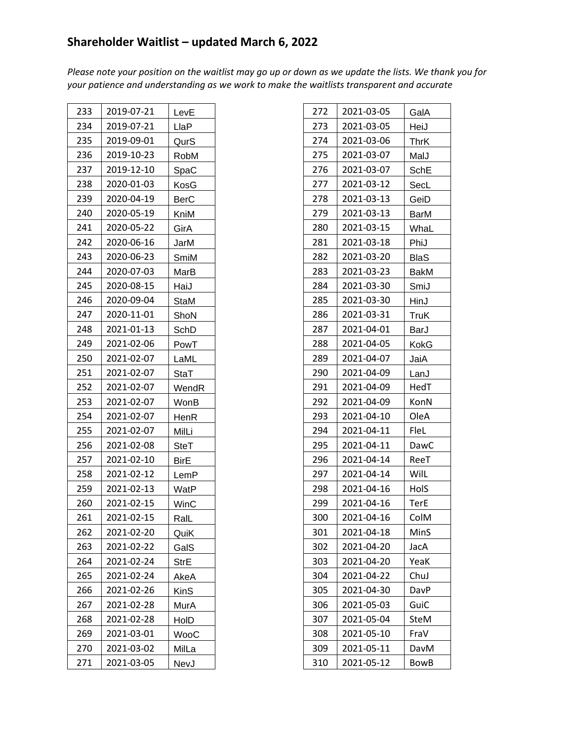## Shareholder Waitlist – updated March 6, 2022

*Please note your position on the waitlist may go up or down as we update the lists. We thank you for your patience and understanding as we work to make the waitlists transparent and accurate*

| | | |
|---|---|---|
| 233 | 2019-07-21 | LevE |
| 234 | 2019-07-21 | LlaP |
| 235 | 2019-09-01 | QurS |
| 236 | 2019-10-23 | RobM |
| 237 | 2019-12-10 | SpaC |
| 238 | 2020-01-03 | KosG |
| 239 | 2020-04-19 | BerC |
| 240 | 2020-05-19 | KniM |
| 241 | 2020-05-22 | GirA |
| 242 | 2020-06-16 | JarM |
| 243 | 2020-06-23 | SmiM |
| 244 | 2020-07-03 | MarB |
| 245 | 2020-08-15 | HaiJ |
| 246 | 2020-09-04 | StaM |
| 247 | 2020-11-01 | ShoN |
| 248 | 2021-01-13 | SchD |
| 249 | 2021-02-06 | PowT |
| 250 | 2021-02-07 | LaML |
| 251 | 2021-02-07 | StaT |
| 252 | 2021-02-07 | WendR |
| 253 | 2021-02-07 | WonB |
| 254 | 2021-02-07 | HenR |
| 255 | 2021-02-07 | MilLi |
| 256 | 2021-02-08 | SteT |
| 257 | 2021-02-10 | BirE |
| 258 | 2021-02-12 | LemP |
| 259 | 2021-02-13 | WatP |
| 260 | 2021-02-15 | WinC |
| 261 | 2021-02-15 | RalL |
| 262 | 2021-02-20 | QuiK |
| 263 | 2021-02-22 | GalS |
| 264 | 2021-02-24 | StrE |
| 265 | 2021-02-24 | AkeA |
| 266 | 2021-02-26 | KinS |
| 267 | 2021-02-28 | MurA |
| 268 | 2021-02-28 | HolD |
| 269 | 2021-03-01 | WooC |
| 270 | 2021-03-02 | MilLa |
| 271 | 2021-03-05 | NevJ |
| 272 | 2021-03-05 | GalA |
| 273 | 2021-03-05 | HeiJ |
| 274 | 2021-03-06 | ThrK |
| 275 | 2021-03-07 | MalJ |
| 276 | 2021-03-07 | SchE |
| 277 | 2021-03-12 | SecL |
| 278 | 2021-03-13 | GeiD |
| 279 | 2021-03-13 | BarM |
| 280 | 2021-03-15 | WhaL |
| 281 | 2021-03-18 | PhiJ |
| 282 | 2021-03-20 | BlaS |
| 283 | 2021-03-23 | BakM |
| 284 | 2021-03-30 | SmiJ |
| 285 | 2021-03-30 | HinJ |
| 286 | 2021-03-31 | TruK |
| 287 | 2021-04-01 | BarJ |
| 288 | 2021-04-05 | KokG |
| 289 | 2021-04-07 | JaiA |
| 290 | 2021-04-09 | LanJ |
| 291 | 2021-04-09 | HedT |
| 292 | 2021-04-09 | KonN |
| 293 | 2021-04-10 | OleA |
| 294 | 2021-04-11 | FleL |
| 295 | 2021-04-11 | DawC |
| 296 | 2021-04-14 | ReeT |
| 297 | 2021-04-14 | WilL |
| 298 | 2021-04-16 | HolS |
| 299 | 2021-04-16 | TerE |
| 300 | 2021-04-16 | ColM |
| 301 | 2021-04-18 | MinS |
| 302 | 2021-04-20 | JacA |
| 303 | 2021-04-20 | YeaK |
| 304 | 2021-04-22 | ChuJ |
| 305 | 2021-04-30 | DavP |
| 306 | 2021-05-03 | GuiC |
| 307 | 2021-05-04 | SteM |
| 308 | 2021-05-10 | FraV |
| 309 | 2021-05-11 | DavM |
| 310 | 2021-05-12 | BowB |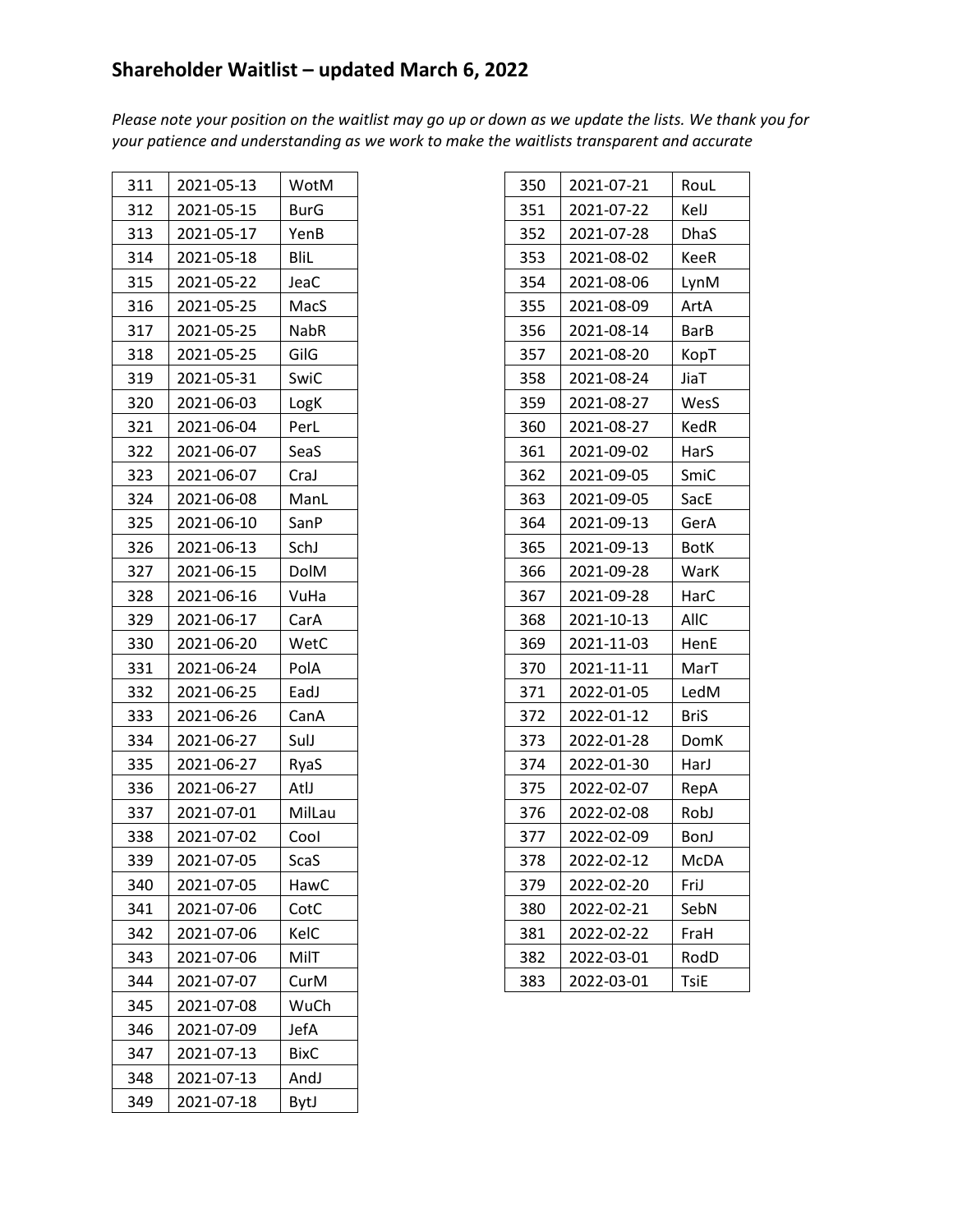## Shareholder Waitlist – updated March 6, 2022

*Please note your position on the waitlist may go up or down as we update the lists. We thank you for your patience and understanding as we work to make the waitlists transparent and accurate*

| | | |
|---|---|---|
| 311 | 2021-05-13 | WotM |
| 312 | 2021-05-15 | BurG |
| 313 | 2021-05-17 | YenB |
| 314 | 2021-05-18 | BliL |
| 315 | 2021-05-22 | JeaC |
| 316 | 2021-05-25 | MacS |
| 317 | 2021-05-25 | NabR |
| 318 | 2021-05-25 | GilG |
| 319 | 2021-05-31 | SwiC |
| 320 | 2021-06-03 | LogK |
| 321 | 2021-06-04 | PerL |
| 322 | 2021-06-07 | SeaS |
| 323 | 2021-06-07 | CraJ |
| 324 | 2021-06-08 | ManL |
| 325 | 2021-06-10 | SanP |
| 326 | 2021-06-13 | SchJ |
| 327 | 2021-06-15 | DolM |
| 328 | 2021-06-16 | VuHa |
| 329 | 2021-06-17 | CarA |
| 330 | 2021-06-20 | WetC |
| 331 | 2021-06-24 | PolA |
| 332 | 2021-06-25 | EadJ |
| 333 | 2021-06-26 | CanA |
| 334 | 2021-06-27 | SulJ |
| 335 | 2021-06-27 | RyaS |
| 336 | 2021-06-27 | AtlJ |
| 337 | 2021-07-01 | MilLau |
| 338 | 2021-07-02 | CooI |
| 339 | 2021-07-05 | ScaS |
| 340 | 2021-07-05 | HawC |
| 341 | 2021-07-06 | CotC |
| 342 | 2021-07-06 | KelC |
| 343 | 2021-07-06 | MilT |
| 344 | 2021-07-07 | CurM |
| 345 | 2021-07-08 | WuCh |
| 346 | 2021-07-09 | JefA |
| 347 | 2021-07-13 | BixC |
| 348 | 2021-07-13 | AndJ |
| 349 | 2021-07-18 | BytJ |
| 350 | 2021-07-21 | RouL |
| 351 | 2021-07-22 | KelJ |
| 352 | 2021-07-28 | DhaS |
| 353 | 2021-08-02 | KeeR |
| 354 | 2021-08-06 | LynM |
| 355 | 2021-08-09 | ArtA |
| 356 | 2021-08-14 | BarB |
| 357 | 2021-08-20 | KopT |
| 358 | 2021-08-24 | JiaT |
| 359 | 2021-08-27 | WesS |
| 360 | 2021-08-27 | KedR |
| 361 | 2021-09-02 | HarS |
| 362 | 2021-09-05 | SmiC |
| 363 | 2021-09-05 | SacE |
| 364 | 2021-09-13 | GerA |
| 365 | 2021-09-13 | BotK |
| 366 | 2021-09-28 | WarK |
| 367 | 2021-09-28 | HarC |
| 368 | 2021-10-13 | AllC |
| 369 | 2021-11-03 | HenE |
| 370 | 2021-11-11 | MarT |
| 371 | 2022-01-05 | LedM |
| 372 | 2022-01-12 | BriS |
| 373 | 2022-01-28 | DomK |
| 374 | 2022-01-30 | HarJ |
| 375 | 2022-02-07 | RepA |
| 376 | 2022-02-08 | RobJ |
| 377 | 2022-02-09 | BonJ |
| 378 | 2022-02-12 | McDA |
| 379 | 2022-02-20 | FriJ |
| 380 | 2022-02-21 | SebN |
| 381 | 2022-02-22 | FraH |
| 382 | 2022-03-01 | RodD |
| 383 | 2022-03-01 | TsiE |